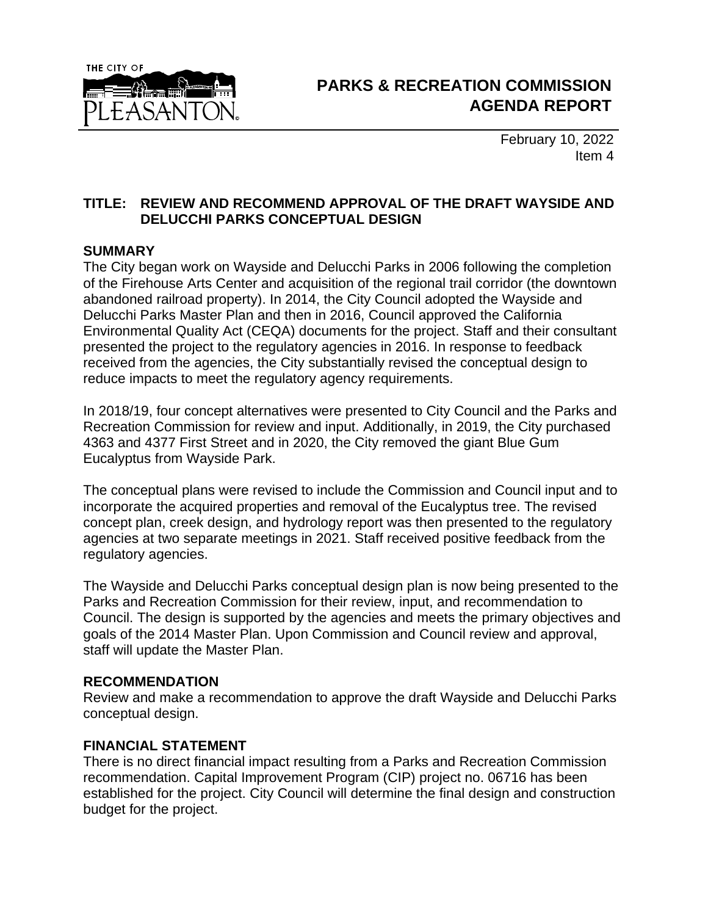# PARKS & RECREATION COMMISSION AGENDA REPORT

February 10, 2022
Item 4

**TITLE: REVIEW AND RECOMMEND APPROVAL OF THE DRAFT WAYSIDE AND DELUCCHI PARKS CONCEPTUAL DESIGN**

## SUMMARY

The City began work on Wayside and Delucchi Parks in 2006 following the completion of the Firehouse Arts Center and acquisition of the regional trail corridor (the downtown abandoned railroad property). In 2014, the City Council adopted the Wayside and Delucchi Parks Master Plan and then in 2016, Council approved the California Environmental Quality Act (CEQA) documents for the project. Staff and their consultant presented the project to the regulatory agencies in 2016. In response to feedback received from the agencies, the City substantially revised the conceptual design to reduce impacts to meet the regulatory agency requirements.

In 2018/19, four concept alternatives were presented to City Council and the Parks and Recreation Commission for review and input. Additionally, in 2019, the City purchased 4363 and 4377 First Street and in 2020, the City removed the giant Blue Gum Eucalyptus from Wayside Park.

The conceptual plans were revised to include the Commission and Council input and to incorporate the acquired properties and removal of the Eucalyptus tree. The revised concept plan, creek design, and hydrology report was then presented to the regulatory agencies at two separate meetings in 2021. Staff received positive feedback from the regulatory agencies.

The Wayside and Delucchi Parks conceptual design plan is now being presented to the Parks and Recreation Commission for their review, input, and recommendation to Council. The design is supported by the agencies and meets the primary objectives and goals of the 2014 Master Plan. Upon Commission and Council review and approval, staff will update the Master Plan.

## RECOMMENDATION

Review and make a recommendation to approve the draft Wayside and Delucchi Parks conceptual design.

## FINANCIAL STATEMENT

There is no direct financial impact resulting from a Parks and Recreation Commission recommendation. Capital Improvement Program (CIP) project no. 06716 has been established for the project. City Council will determine the final design and construction budget for the project.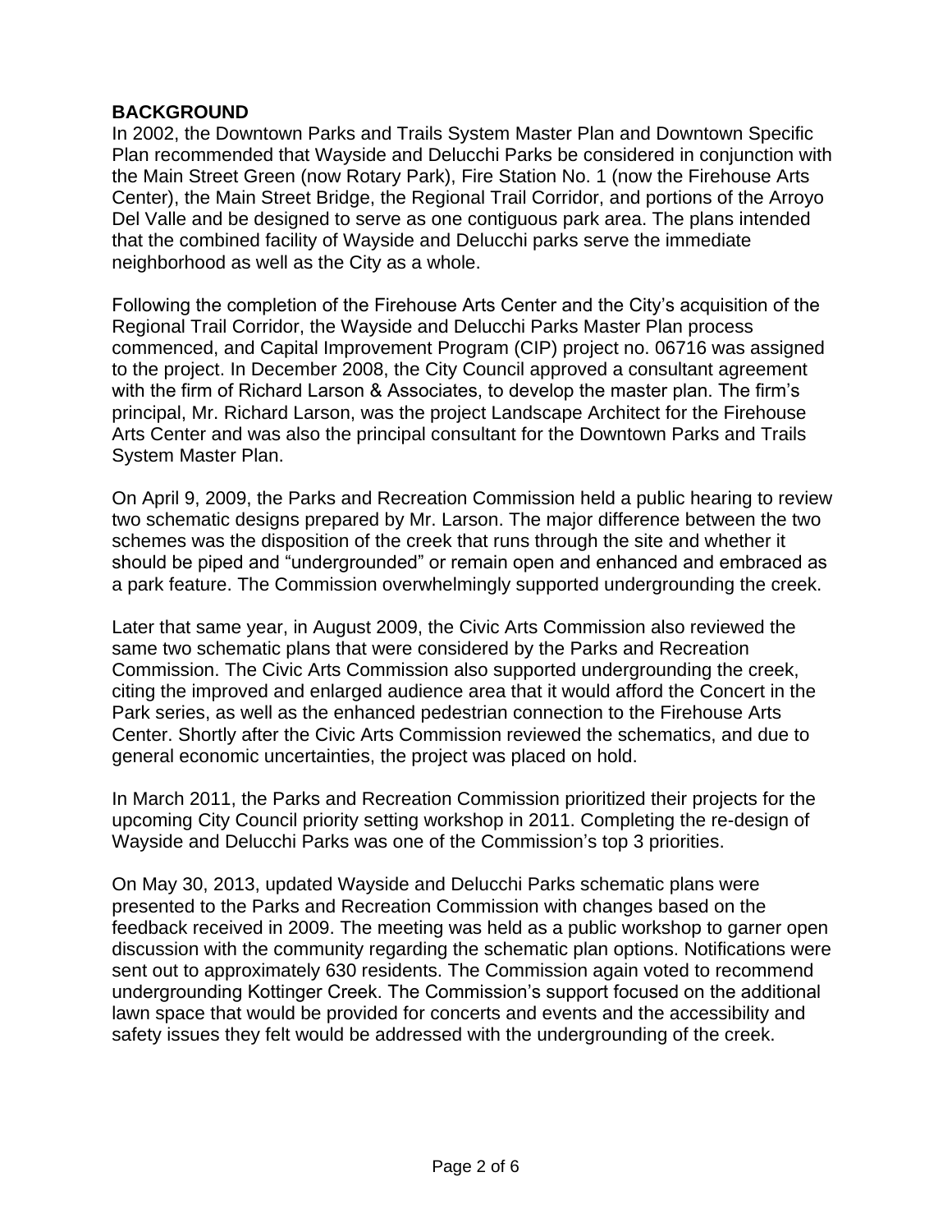## BACKGROUND

In 2002, the Downtown Parks and Trails System Master Plan and Downtown Specific Plan recommended that Wayside and Delucchi Parks be considered in conjunction with the Main Street Green (now Rotary Park), Fire Station No. 1 (now the Firehouse Arts Center), the Main Street Bridge, the Regional Trail Corridor, and portions of the Arroyo Del Valle and be designed to serve as one contiguous park area. The plans intended that the combined facility of Wayside and Delucchi parks serve the immediate neighborhood as well as the City as a whole.

Following the completion of the Firehouse Arts Center and the City's acquisition of the Regional Trail Corridor, the Wayside and Delucchi Parks Master Plan process commenced, and Capital Improvement Program (CIP) project no. 06716 was assigned to the project. In December 2008, the City Council approved a consultant agreement with the firm of Richard Larson & Associates, to develop the master plan. The firm's principal, Mr. Richard Larson, was the project Landscape Architect for the Firehouse Arts Center and was also the principal consultant for the Downtown Parks and Trails System Master Plan.

On April 9, 2009, the Parks and Recreation Commission held a public hearing to review two schematic designs prepared by Mr. Larson. The major difference between the two schemes was the disposition of the creek that runs through the site and whether it should be piped and "undergrounded" or remain open and enhanced and embraced as a park feature. The Commission overwhelmingly supported undergrounding the creek.

Later that same year, in August 2009, the Civic Arts Commission also reviewed the same two schematic plans that were considered by the Parks and Recreation Commission. The Civic Arts Commission also supported undergrounding the creek, citing the improved and enlarged audience area that it would afford the Concert in the Park series, as well as the enhanced pedestrian connection to the Firehouse Arts Center. Shortly after the Civic Arts Commission reviewed the schematics, and due to general economic uncertainties, the project was placed on hold.

In March 2011, the Parks and Recreation Commission prioritized their projects for the upcoming City Council priority setting workshop in 2011. Completing the re-design of Wayside and Delucchi Parks was one of the Commission's top 3 priorities.

On May 30, 2013, updated Wayside and Delucchi Parks schematic plans were presented to the Parks and Recreation Commission with changes based on the feedback received in 2009. The meeting was held as a public workshop to garner open discussion with the community regarding the schematic plan options. Notifications were sent out to approximately 630 residents. The Commission again voted to recommend undergrounding Kottinger Creek. The Commission's support focused on the additional lawn space that would be provided for concerts and events and the accessibility and safety issues they felt would be addressed with the undergrounding of the creek.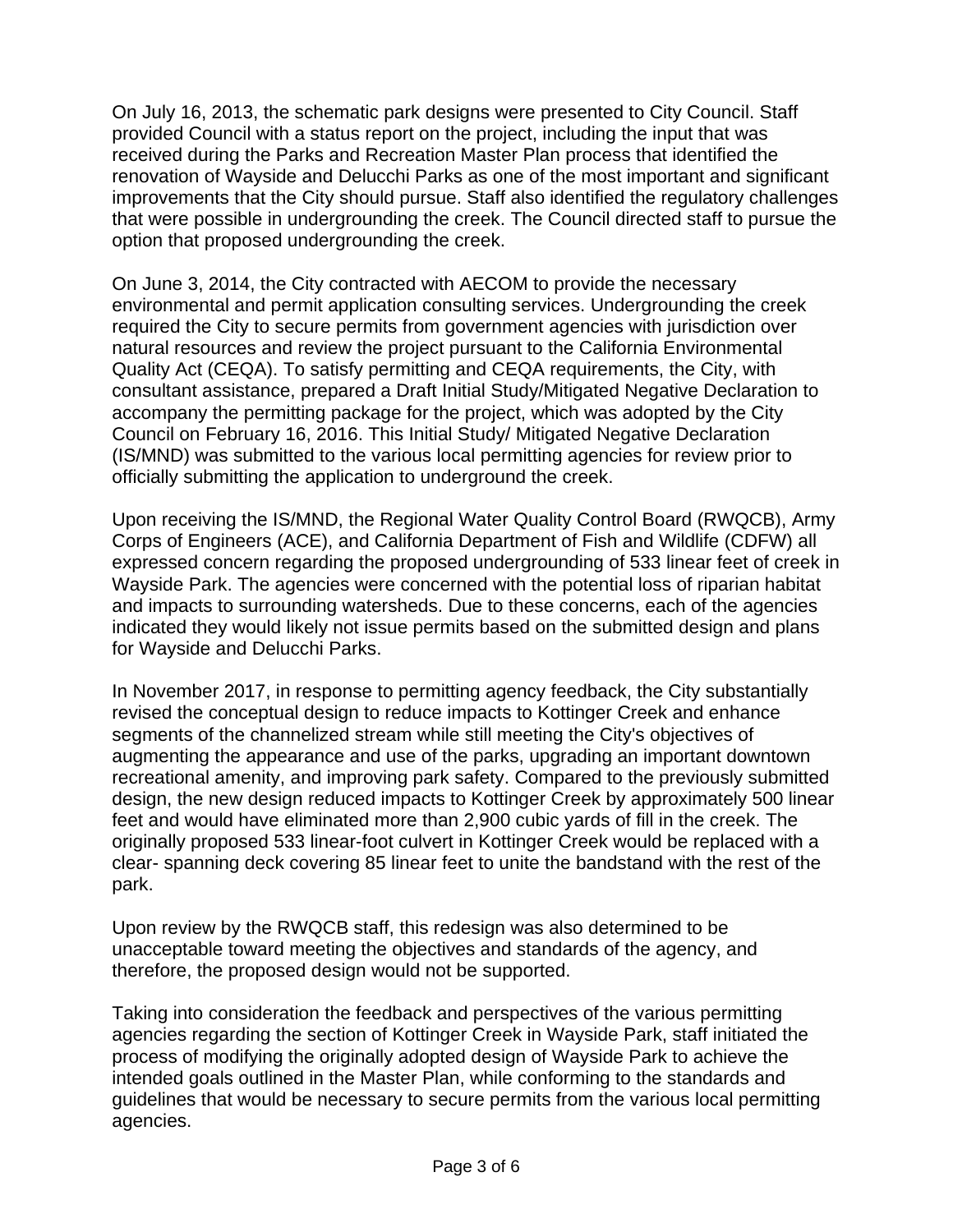On July 16, 2013, the schematic park designs were presented to City Council. Staff provided Council with a status report on the project, including the input that was received during the Parks and Recreation Master Plan process that identified the renovation of Wayside and Delucchi Parks as one of the most important and significant improvements that the City should pursue. Staff also identified the regulatory challenges that were possible in undergrounding the creek. The Council directed staff to pursue the option that proposed undergrounding the creek.

On June 3, 2014, the City contracted with AECOM to provide the necessary environmental and permit application consulting services. Undergrounding the creek required the City to secure permits from government agencies with jurisdiction over natural resources and review the project pursuant to the California Environmental Quality Act (CEQA). To satisfy permitting and CEQA requirements, the City, with consultant assistance, prepared a Draft Initial Study/Mitigated Negative Declaration to accompany the permitting package for the project, which was adopted by the City Council on February 16, 2016. This Initial Study/ Mitigated Negative Declaration (IS/MND) was submitted to the various local permitting agencies for review prior to officially submitting the application to underground the creek.

Upon receiving the IS/MND, the Regional Water Quality Control Board (RWQCB), Army Corps of Engineers (ACE), and California Department of Fish and Wildlife (CDFW) all expressed concern regarding the proposed undergrounding of 533 linear feet of creek in Wayside Park. The agencies were concerned with the potential loss of riparian habitat and impacts to surrounding watersheds. Due to these concerns, each of the agencies indicated they would likely not issue permits based on the submitted design and plans for Wayside and Delucchi Parks.

In November 2017, in response to permitting agency feedback, the City substantially revised the conceptual design to reduce impacts to Kottinger Creek and enhance segments of the channelized stream while still meeting the City's objectives of augmenting the appearance and use of the parks, upgrading an important downtown recreational amenity, and improving park safety. Compared to the previously submitted design, the new design reduced impacts to Kottinger Creek by approximately 500 linear feet and would have eliminated more than 2,900 cubic yards of fill in the creek. The originally proposed 533 linear-foot culvert in Kottinger Creek would be replaced with a clear- spanning deck covering 85 linear feet to unite the bandstand with the rest of the park.

Upon review by the RWQCB staff, this redesign was also determined to be unacceptable toward meeting the objectives and standards of the agency, and therefore, the proposed design would not be supported.

Taking into consideration the feedback and perspectives of the various permitting agencies regarding the section of Kottinger Creek in Wayside Park, staff initiated the process of modifying the originally adopted design of Wayside Park to achieve the intended goals outlined in the Master Plan, while conforming to the standards and guidelines that would be necessary to secure permits from the various local permitting agencies.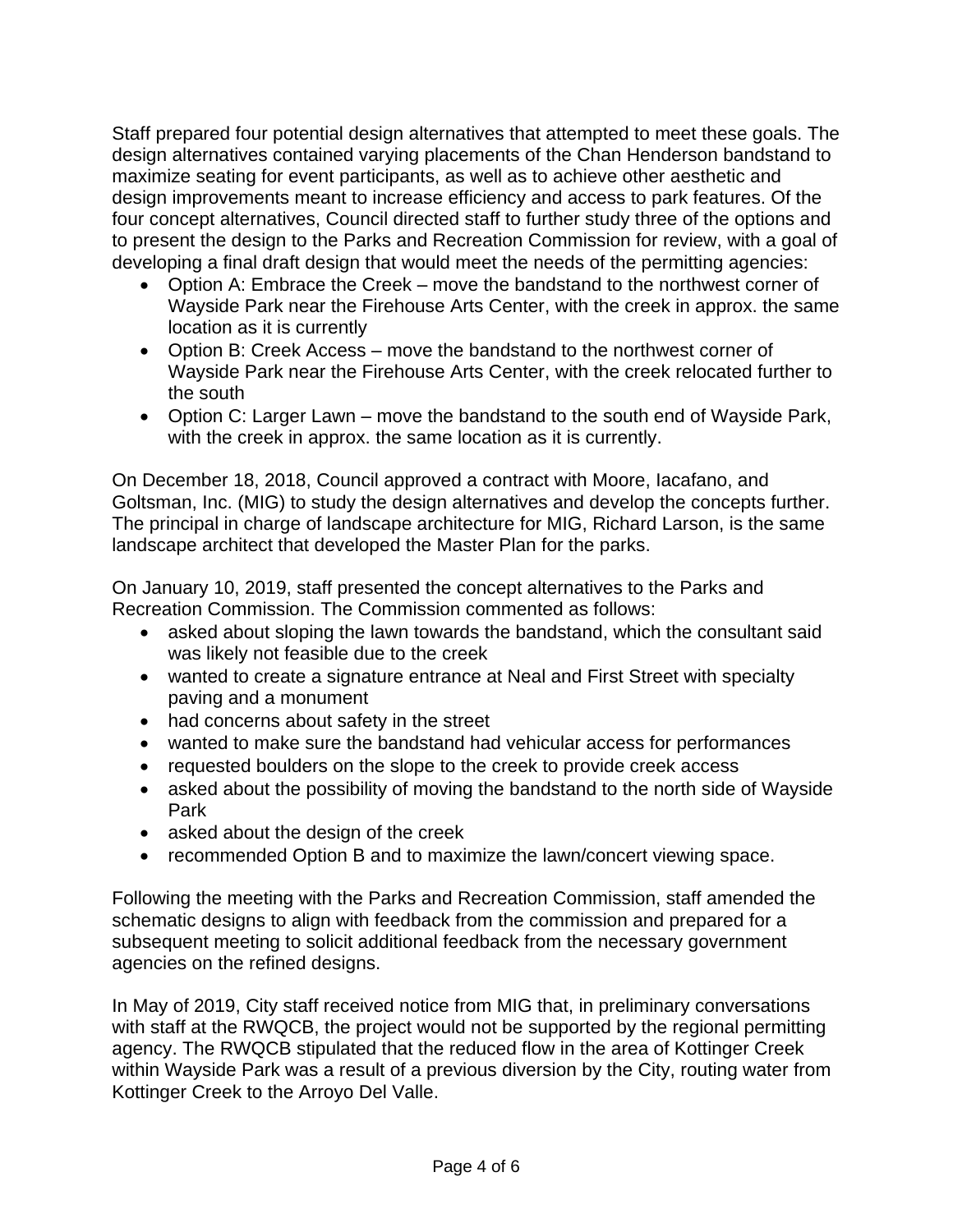Staff prepared four potential design alternatives that attempted to meet these goals. The design alternatives contained varying placements of the Chan Henderson bandstand to maximize seating for event participants, as well as to achieve other aesthetic and design improvements meant to increase efficiency and access to park features. Of the four concept alternatives, Council directed staff to further study three of the options and to present the design to the Parks and Recreation Commission for review, with a goal of developing a final draft design that would meet the needs of the permitting agencies:

- Option A: Embrace the Creek – move the bandstand to the northwest corner of Wayside Park near the Firehouse Arts Center, with the creek in approx. the same location as it is currently
- Option B: Creek Access – move the bandstand to the northwest corner of Wayside Park near the Firehouse Arts Center, with the creek relocated further to the south
- Option C: Larger Lawn – move the bandstand to the south end of Wayside Park, with the creek in approx. the same location as it is currently.

On December 18, 2018, Council approved a contract with Moore, Iacafano, and Goltsman, Inc. (MIG) to study the design alternatives and develop the concepts further. The principal in charge of landscape architecture for MIG, Richard Larson, is the same landscape architect that developed the Master Plan for the parks.

On January 10, 2019, staff presented the concept alternatives to the Parks and Recreation Commission. The Commission commented as follows:

- asked about sloping the lawn towards the bandstand, which the consultant said was likely not feasible due to the creek
- wanted to create a signature entrance at Neal and First Street with specialty paving and a monument
- had concerns about safety in the street
- wanted to make sure the bandstand had vehicular access for performances
- requested boulders on the slope to the creek to provide creek access
- asked about the possibility of moving the bandstand to the north side of Wayside Park
- asked about the design of the creek
- recommended Option B and to maximize the lawn/concert viewing space.

Following the meeting with the Parks and Recreation Commission, staff amended the schematic designs to align with feedback from the commission and prepared for a subsequent meeting to solicit additional feedback from the necessary government agencies on the refined designs.

In May of 2019, City staff received notice from MIG that, in preliminary conversations with staff at the RWQCB, the project would not be supported by the regional permitting agency. The RWQCB stipulated that the reduced flow in the area of Kottinger Creek within Wayside Park was a result of a previous diversion by the City, routing water from Kottinger Creek to the Arroyo Del Valle.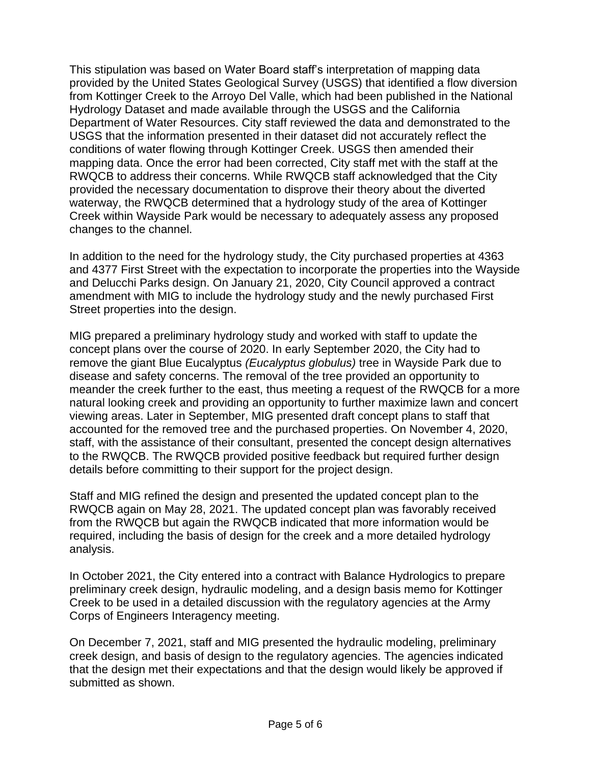This stipulation was based on Water Board staff's interpretation of mapping data provided by the United States Geological Survey (USGS) that identified a flow diversion from Kottinger Creek to the Arroyo Del Valle, which had been published in the National Hydrology Dataset and made available through the USGS and the California Department of Water Resources. City staff reviewed the data and demonstrated to the USGS that the information presented in their dataset did not accurately reflect the conditions of water flowing through Kottinger Creek. USGS then amended their mapping data. Once the error had been corrected, City staff met with the staff at the RWQCB to address their concerns. While RWQCB staff acknowledged that the City provided the necessary documentation to disprove their theory about the diverted waterway, the RWQCB determined that a hydrology study of the area of Kottinger Creek within Wayside Park would be necessary to adequately assess any proposed changes to the channel.

In addition to the need for the hydrology study, the City purchased properties at 4363 and 4377 First Street with the expectation to incorporate the properties into the Wayside and Delucchi Parks design. On January 21, 2020, City Council approved a contract amendment with MIG to include the hydrology study and the newly purchased First Street properties into the design.

MIG prepared a preliminary hydrology study and worked with staff to update the concept plans over the course of 2020. In early September 2020, the City had to remove the giant Blue Eucalyptus *(Eucalyptus globulus)* tree in Wayside Park due to disease and safety concerns. The removal of the tree provided an opportunity to meander the creek further to the east, thus meeting a request of the RWQCB for a more natural looking creek and providing an opportunity to further maximize lawn and concert viewing areas. Later in September, MIG presented draft concept plans to staff that accounted for the removed tree and the purchased properties. On November 4, 2020, staff, with the assistance of their consultant, presented the concept design alternatives to the RWQCB. The RWQCB provided positive feedback but required further design details before committing to their support for the project design.

Staff and MIG refined the design and presented the updated concept plan to the RWQCB again on May 28, 2021. The updated concept plan was favorably received from the RWQCB but again the RWQCB indicated that more information would be required, including the basis of design for the creek and a more detailed hydrology analysis.

In October 2021, the City entered into a contract with Balance Hydrologics to prepare preliminary creek design, hydraulic modeling, and a design basis memo for Kottinger Creek to be used in a detailed discussion with the regulatory agencies at the Army Corps of Engineers Interagency meeting.

On December 7, 2021, staff and MIG presented the hydraulic modeling, preliminary creek design, and basis of design to the regulatory agencies. The agencies indicated that the design met their expectations and that the design would likely be approved if submitted as shown.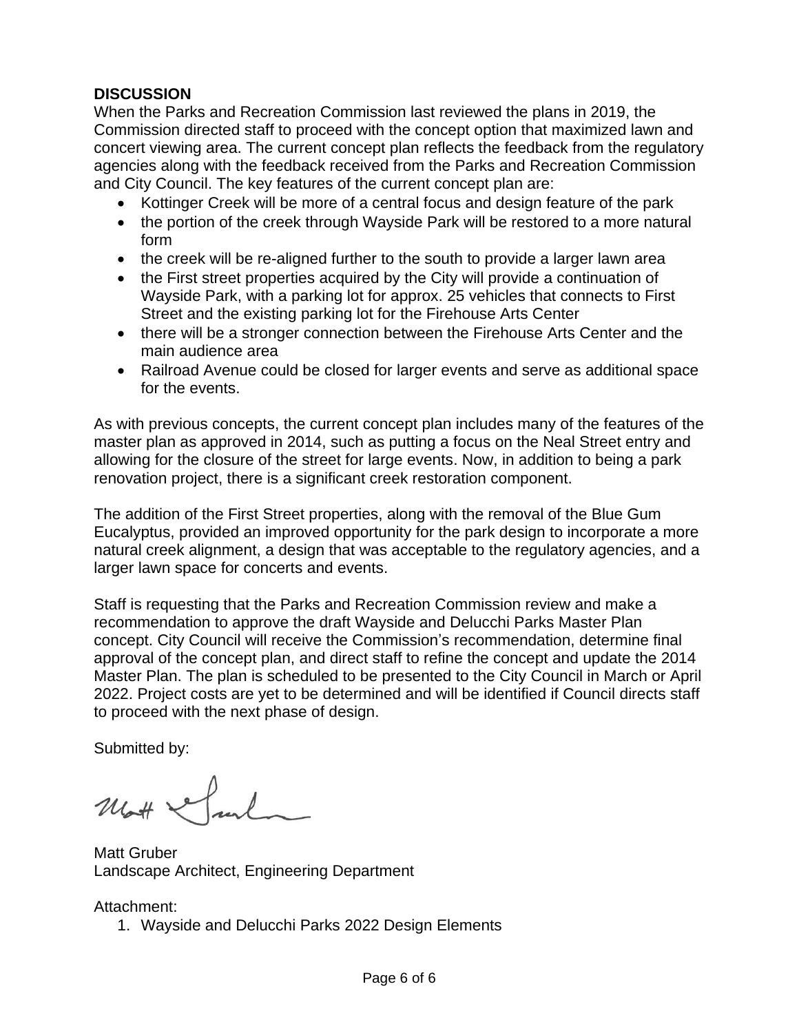**DISCUSSION**

When the Parks and Recreation Commission last reviewed the plans in 2019, the Commission directed staff to proceed with the concept option that maximized lawn and concert viewing area. The current concept plan reflects the feedback from the regulatory agencies along with the feedback received from the Parks and Recreation Commission and City Council. The key features of the current concept plan are:

- Kottinger Creek will be more of a central focus and design feature of the park
- the portion of the creek through Wayside Park will be restored to a more natural form
- the creek will be re-aligned further to the south to provide a larger lawn area
- the First street properties acquired by the City will provide a continuation of Wayside Park, with a parking lot for approx. 25 vehicles that connects to First Street and the existing parking lot for the Firehouse Arts Center
- there will be a stronger connection between the Firehouse Arts Center and the main audience area
- Railroad Avenue could be closed for larger events and serve as additional space for the events.

As with previous concepts, the current concept plan includes many of the features of the master plan as approved in 2014, such as putting a focus on the Neal Street entry and allowing for the closure of the street for large events. Now, in addition to being a park renovation project, there is a significant creek restoration component.

The addition of the First Street properties, along with the removal of the Blue Gum Eucalyptus, provided an improved opportunity for the park design to incorporate a more natural creek alignment, a design that was acceptable to the regulatory agencies, and a larger lawn space for concerts and events.

Staff is requesting that the Parks and Recreation Commission review and make a recommendation to approve the draft Wayside and Delucchi Parks Master Plan concept. City Council will receive the Commission's recommendation, determine final approval of the concept plan, and direct staff to refine the concept and update the 2014 Master Plan. The plan is scheduled to be presented to the City Council in March or April 2022. Project costs are yet to be determined and will be identified if Council directs staff to proceed with the next phase of design.

Submitted by:

Matt Gruber
Landscape Architect, Engineering Department

Attachment:

1. Wayside and Delucchi Parks 2022 Design Elements